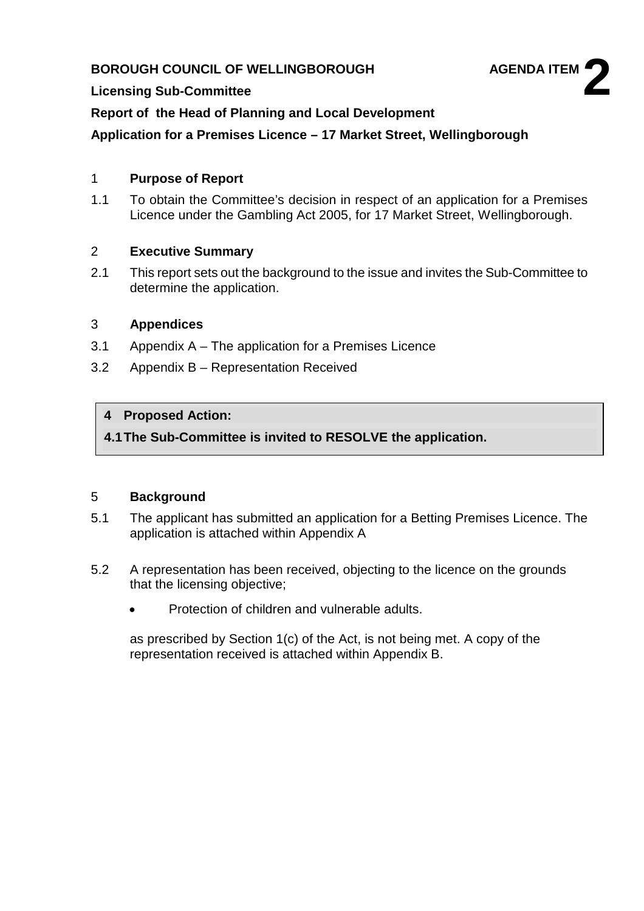**BOROUGH COUNCIL OF WELLINGBOROUGH** **AGENDA ITEM 2**

**Licensing Sub-Committee**

**Report of the Head of Planning and Local Development**

**Application for a Premises Licence – 17 Market Street, Wellingborough**

## 1 Purpose of Report

1.1 To obtain the Committee's decision in respect of an application for a Premises Licence under the Gambling Act 2005, for 17 Market Street, Wellingborough.

## 2 Executive Summary

2.1 This report sets out the background to the issue and invites the Sub-Committee to determine the application.

## 3 Appendices

3.1 Appendix A – The application for a Premises Licence

3.2 Appendix B – Representation Received

**4 Proposed Action:**

**4.1 The Sub-Committee is invited to RESOLVE the application.**

## 5 Background

5.1 The applicant has submitted an application for a Betting Premises Licence. The application is attached within Appendix A

5.2 A representation has been received, objecting to the licence on the grounds that the licensing objective;

- Protection of children and vulnerable adults.

as prescribed by Section 1(c) of the Act, is not being met. A copy of the representation received is attached within Appendix B.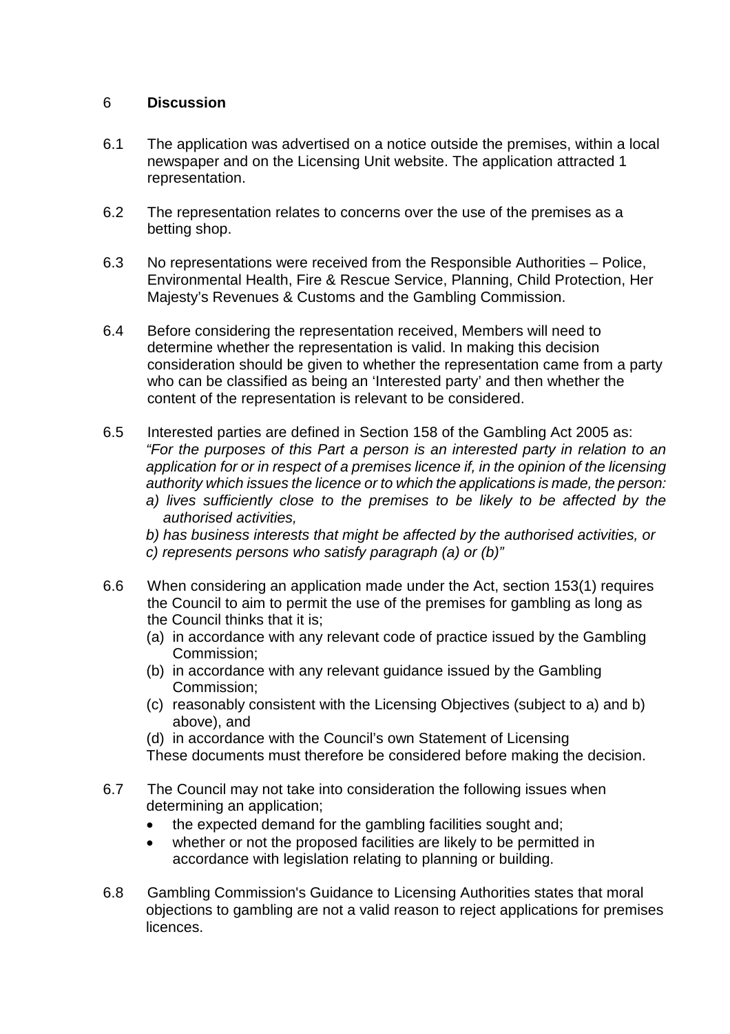## 6 **Discussion**

6.1 The application was advertised on a notice outside the premises, within a local newspaper and on the Licensing Unit website. The application attracted 1 representation.

6.2 The representation relates to concerns over the use of the premises as a betting shop.

6.3 No representations were received from the Responsible Authorities – Police, Environmental Health, Fire & Rescue Service, Planning, Child Protection, Her Majesty's Revenues & Customs and the Gambling Commission.

6.4 Before considering the representation received, Members will need to determine whether the representation is valid. In making this decision consideration should be given to whether the representation came from a party who can be classified as being an 'Interested party' and then whether the content of the representation is relevant to be considered.

6.5 Interested parties are defined in Section 158 of the Gambling Act 2005 as:
*"For the purposes of this Part a person is an interested party in relation to an application for or in respect of a premises licence if, in the opinion of the licensing authority which issues the licence or to which the applications is made, the person:*
*a) lives sufficiently close to the premises to be likely to be affected by the authorised activities,*
*b) has business interests that might be affected by the authorised activities, or*
*c) represents persons who satisfy paragraph (a) or (b)"*

6.6 When considering an application made under the Act, section 153(1) requires the Council to aim to permit the use of the premises for gambling as long as the Council thinks that it is;
(a) in accordance with any relevant code of practice issued by the Gambling Commission;
(b) in accordance with any relevant guidance issued by the Gambling Commission;
(c) reasonably consistent with the Licensing Objectives (subject to a) and b) above), and
(d) in accordance with the Council's own Statement of Licensing
These documents must therefore be considered before making the decision.

6.7 The Council may not take into consideration the following issues when determining an application;
- the expected demand for the gambling facilities sought and;
- whether or not the proposed facilities are likely to be permitted in accordance with legislation relating to planning or building.

6.8 Gambling Commission's Guidance to Licensing Authorities states that moral objections to gambling are not a valid reason to reject applications for premises licences.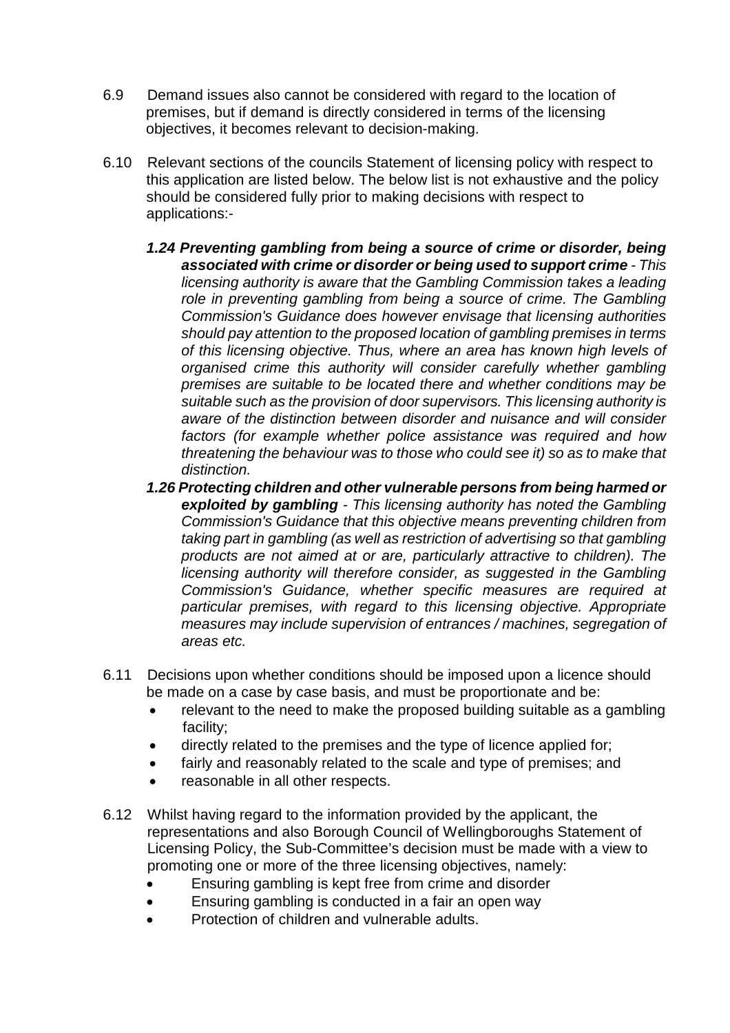6.9 Demand issues also cannot be considered with regard to the location of premises, but if demand is directly considered in terms of the licensing objectives, it becomes relevant to decision-making.

6.10 Relevant sections of the councils Statement of licensing policy with respect to this application are listed below. The below list is not exhaustive and the policy should be considered fully prior to making decisions with respect to applications:-

> ***1.24 Preventing gambling from being a source of crime or disorder, being associated with crime or disorder or being used to support crime*** *- This licensing authority is aware that the Gambling Commission takes a leading role in preventing gambling from being a source of crime. The Gambling Commission's Guidance does however envisage that licensing authorities should pay attention to the proposed location of gambling premises in terms of this licensing objective. Thus, where an area has known high levels of organised crime this authority will consider carefully whether gambling premises are suitable to be located there and whether conditions may be suitable such as the provision of door supervisors. This licensing authority is aware of the distinction between disorder and nuisance and will consider factors (for example whether police assistance was required and how threatening the behaviour was to those who could see it) so as to make that distinction.*
>
> ***1.26 Protecting children and other vulnerable persons from being harmed or exploited by gambling*** *- This licensing authority has noted the Gambling Commission's Guidance that this objective means preventing children from taking part in gambling (as well as restriction of advertising so that gambling products are not aimed at or are, particularly attractive to children). The licensing authority will therefore consider, as suggested in the Gambling Commission's Guidance, whether specific measures are required at particular premises, with regard to this licensing objective. Appropriate measures may include supervision of entrances / machines, segregation of areas etc.*

6.11 Decisions upon whether conditions should be imposed upon a licence should be made on a case by case basis, and must be proportionate and be:

- relevant to the need to make the proposed building suitable as a gambling facility;
- directly related to the premises and the type of licence applied for;
- fairly and reasonably related to the scale and type of premises; and
- reasonable in all other respects.

6.12 Whilst having regard to the information provided by the applicant, the representations and also Borough Council of Wellingboroughs Statement of Licensing Policy, the Sub-Committee's decision must be made with a view to promoting one or more of the three licensing objectives, namely:

- Ensuring gambling is kept free from crime and disorder
- Ensuring gambling is conducted in a fair an open way
- Protection of children and vulnerable adults.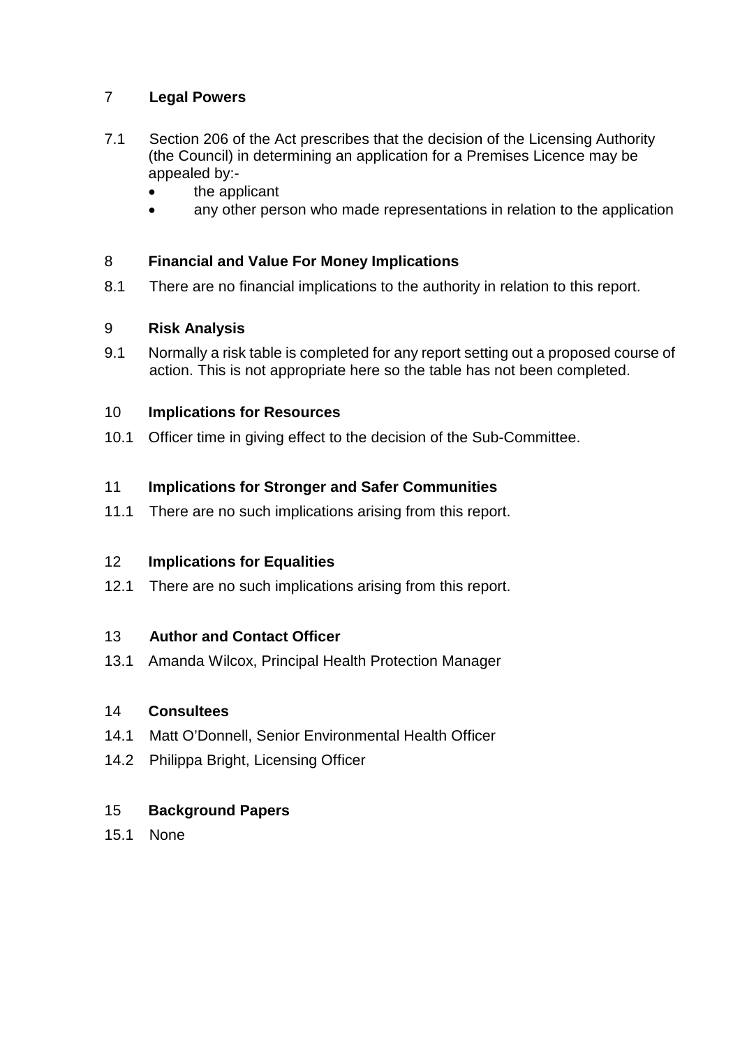## 7 Legal Powers

7.1 Section 206 of the Act prescribes that the decision of the Licensing Authority (the Council) in determining an application for a Premises Licence may be appealed by:-

- the applicant
- any other person who made representations in relation to the application

## 8 Financial and Value For Money Implications

8.1 There are no financial implications to the authority in relation to this report.

## 9 Risk Analysis

9.1 Normally a risk table is completed for any report setting out a proposed course of action. This is not appropriate here so the table has not been completed.

## 10 Implications for Resources

10.1 Officer time in giving effect to the decision of the Sub-Committee.

## 11 Implications for Stronger and Safer Communities

11.1 There are no such implications arising from this report.

## 12 Implications for Equalities

12.1 There are no such implications arising from this report.

## 13 Author and Contact Officer

13.1 Amanda Wilcox, Principal Health Protection Manager

## 14 Consultees

14.1 Matt O'Donnell, Senior Environmental Health Officer

14.2 Philippa Bright, Licensing Officer

## 15 Background Papers

15.1 None